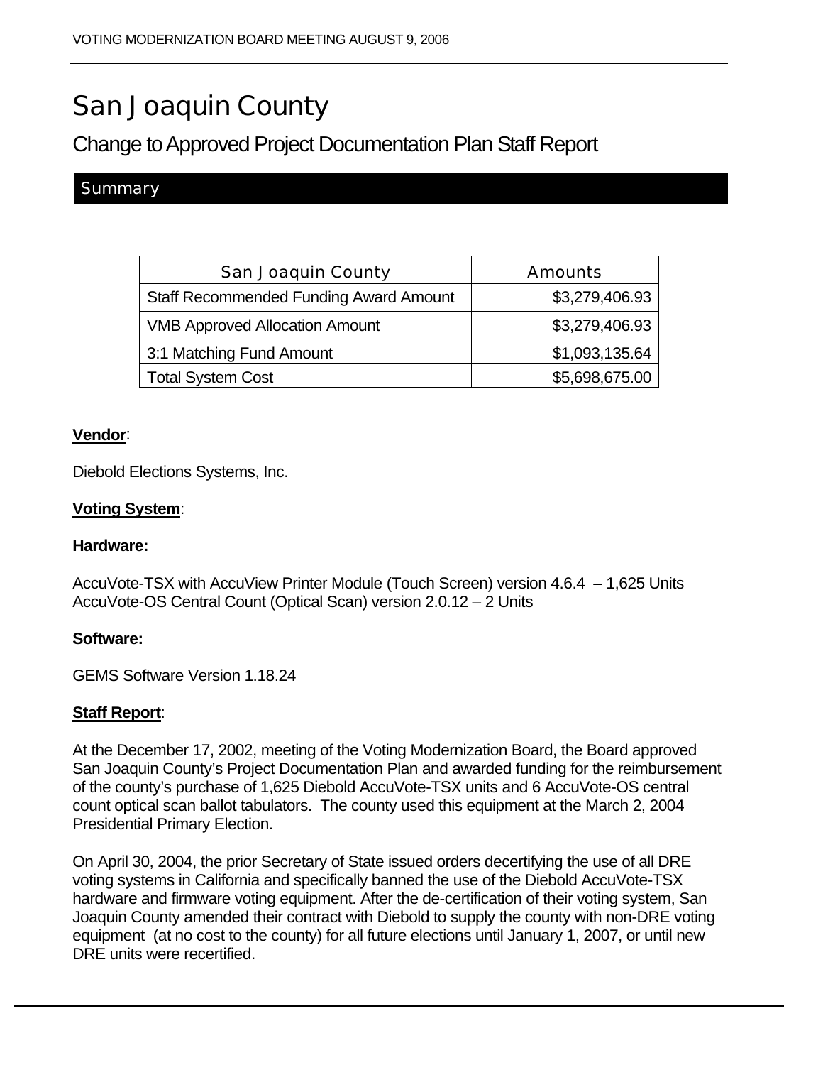# San Joaquin County

## Change to Approved Project Documentation Plan Staff Report

### Summary

| San Joaquin County | Amounts |
|---|---|
| Staff Recommended Funding Award Amount | $3,279,406.93 |
| VMB Approved Allocation Amount | $3,279,406.93 |
| 3:1 Matching Fund Amount | $1,093,135.64 |
| Total System Cost | $5,698,675.00 |

**Vendor**:

Diebold Elections Systems, Inc.

**Voting System**:

**Hardware:**

AccuVote-TSX with AccuView Printer Module (Touch Screen) version 4.6.4 – 1,625 Units
AccuVote-OS Central Count (Optical Scan) version 2.0.12 – 2 Units

**Software:**

GEMS Software Version 1.18.24

**Staff Report**:

At the December 17, 2002, meeting of the Voting Modernization Board, the Board approved San Joaquin County's Project Documentation Plan and awarded funding for the reimbursement of the county's purchase of 1,625 Diebold AccuVote-TSX units and 6 AccuVote-OS central count optical scan ballot tabulators. The county used this equipment at the March 2, 2004 Presidential Primary Election.

On April 30, 2004, the prior Secretary of State issued orders decertifying the use of all DRE voting systems in California and specifically banned the use of the Diebold AccuVote-TSX hardware and firmware voting equipment. After the de-certification of their voting system, San Joaquin County amended their contract with Diebold to supply the county with non-DRE voting equipment (at no cost to the county) for all future elections until January 1, 2007, or until new DRE units were recertified.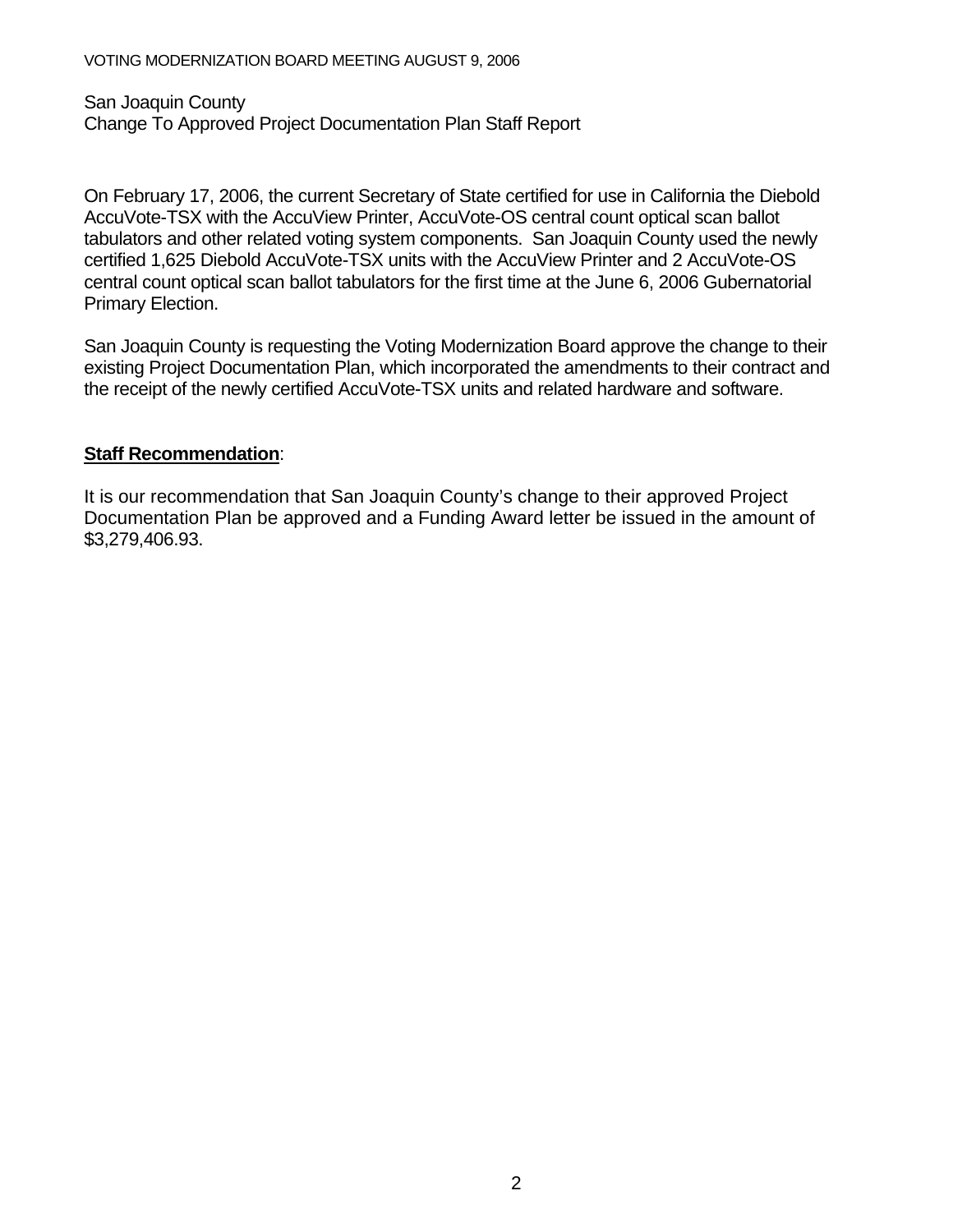San Joaquin County
Change To Approved Project Documentation Plan Staff Report

On February 17, 2006, the current Secretary of State certified for use in California the Diebold AccuVote-TSX with the AccuView Printer, AccuVote-OS central count optical scan ballot tabulators and other related voting system components. San Joaquin County used the newly certified 1,625 Diebold AccuVote-TSX units with the AccuView Printer and 2 AccuVote-OS central count optical scan ballot tabulators for the first time at the June 6, 2006 Gubernatorial Primary Election.

San Joaquin County is requesting the Voting Modernization Board approve the change to their existing Project Documentation Plan, which incorporated the amendments to their contract and the receipt of the newly certified AccuVote-TSX units and related hardware and software.

**Staff Recommendation**:

It is our recommendation that San Joaquin County's change to their approved Project Documentation Plan be approved and a Funding Award letter be issued in the amount of $3,279,406.93.